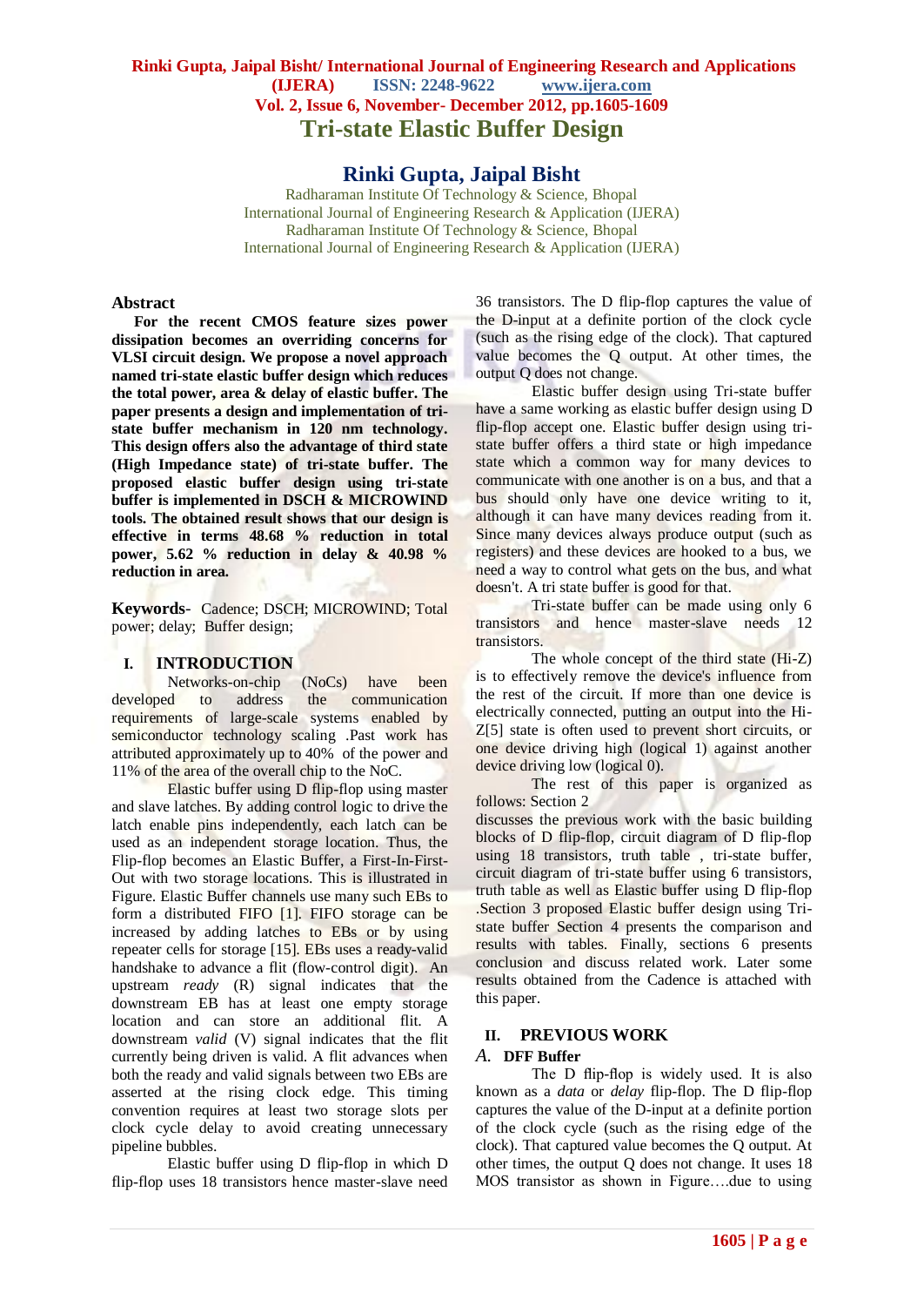# Tri-state Elastic Buffer Design

## Rinki Gupta, Jaipal Bisht

Radharaman Institute Of Technology & Science, Bhopal
International Journal of Engineering Research & Application (IJERA)
Radharaman Institute Of Technology & Science, Bhopal
International Journal of Engineering Research & Application (IJERA)

### Abstract

**For the recent CMOS feature sizes power dissipation becomes an overriding concerns for VLSI circuit design. We propose a novel approach named tri-state elastic buffer design which reduces the total power, area & delay of elastic buffer. The paper presents a design and implementation of tri-state buffer mechanism in 120 nm technology. This design offers also the advantage of third state (High Impedance state) of tri-state buffer. The proposed elastic buffer design using tri-state buffer is implemented in DSCH & MICROWIND tools. The obtained result shows that our design is effective in terms 48.68 % reduction in total power, 5.62 % reduction in delay & 40.98 % reduction in area.**

**Keywords**- Cadence; DSCH; MICROWIND; Total power; delay; Buffer design;

## I. INTRODUCTION

Networks-on-chip (NoCs) have been developed to address the communication requirements of large-scale systems enabled by semiconductor technology scaling .Past work has attributed approximately up to 40% of the power and 11% of the area of the overall chip to the NoC.

Elastic buffer using D flip-flop using master and slave latches. By adding control logic to drive the latch enable pins independently, each latch can be used as an independent storage location. Thus, the Flip-flop becomes an Elastic Buffer, a First-In-First-Out with two storage locations. This is illustrated in Figure. Elastic Buffer channels use many such EBs to form a distributed FIFO [1]. FIFO storage can be increased by adding latches to EBs or by using repeater cells for storage [15]. EBs uses a ready-valid handshake to advance a flit (flow-control digit). An upstream *ready* (R) signal indicates that the downstream EB has at least one empty storage location and can store an additional flit. A downstream *valid* (V) signal indicates that the flit currently being driven is valid. A flit advances when both the ready and valid signals between two EBs are asserted at the rising clock edge. This timing convention requires at least two storage slots per clock cycle delay to avoid creating unnecessary pipeline bubbles.

Elastic buffer using D flip-flop in which D flip-flop uses 18 transistors hence master-slave need 36 transistors. The D flip-flop captures the value of the D-input at a definite portion of the clock cycle (such as the rising edge of the clock). That captured value becomes the Q output. At other times, the output Q does not change.

Elastic buffer design using Tri-state buffer have a same working as elastic buffer design using D flip-flop accept one. Elastic buffer design using tri-state buffer offers a third state or high impedance state which a common way for many devices to communicate with one another is on a bus, and that a bus should only have one device writing to it, although it can have many devices reading from it. Since many devices always produce output (such as registers) and these devices are hooked to a bus, we need a way to control what gets on the bus, and what doesn't. A tri state buffer is good for that.

Tri-state buffer can be made using only 6 transistors and hence master-slave needs 12 transistors.

The whole concept of the third state (Hi-Z) is to effectively remove the device's influence from the rest of the circuit. If more than one device is electrically connected, putting an output into the Hi-Z[5] state is often used to prevent short circuits, or one device driving high (logical 1) against another device driving low (logical 0).

The rest of this paper is organized as follows: Section 2 discusses the previous work with the basic building blocks of D flip-flop, circuit diagram of D flip-flop using 18 transistors, truth table , tri-state buffer, circuit diagram of tri-state buffer using 6 transistors, truth table as well as Elastic buffer using D flip-flop .Section 3 proposed Elastic buffer design using Tri-state buffer Section 4 presents the comparison and results with tables. Finally, sections 6 presents conclusion and discuss related work. Later some results obtained from the Cadence is attached with this paper.

## II. PREVIOUS WORK

### *A.* DFF Buffer

The D flip-flop is widely used. It is also known as a *data* or *delay* flip-flop. The D flip-flop captures the value of the D-input at a definite portion of the clock cycle (such as the rising edge of the clock). That captured value becomes the Q output. At other times, the output Q does not change. It uses 18 MOS transistor as shown in Figure….due to using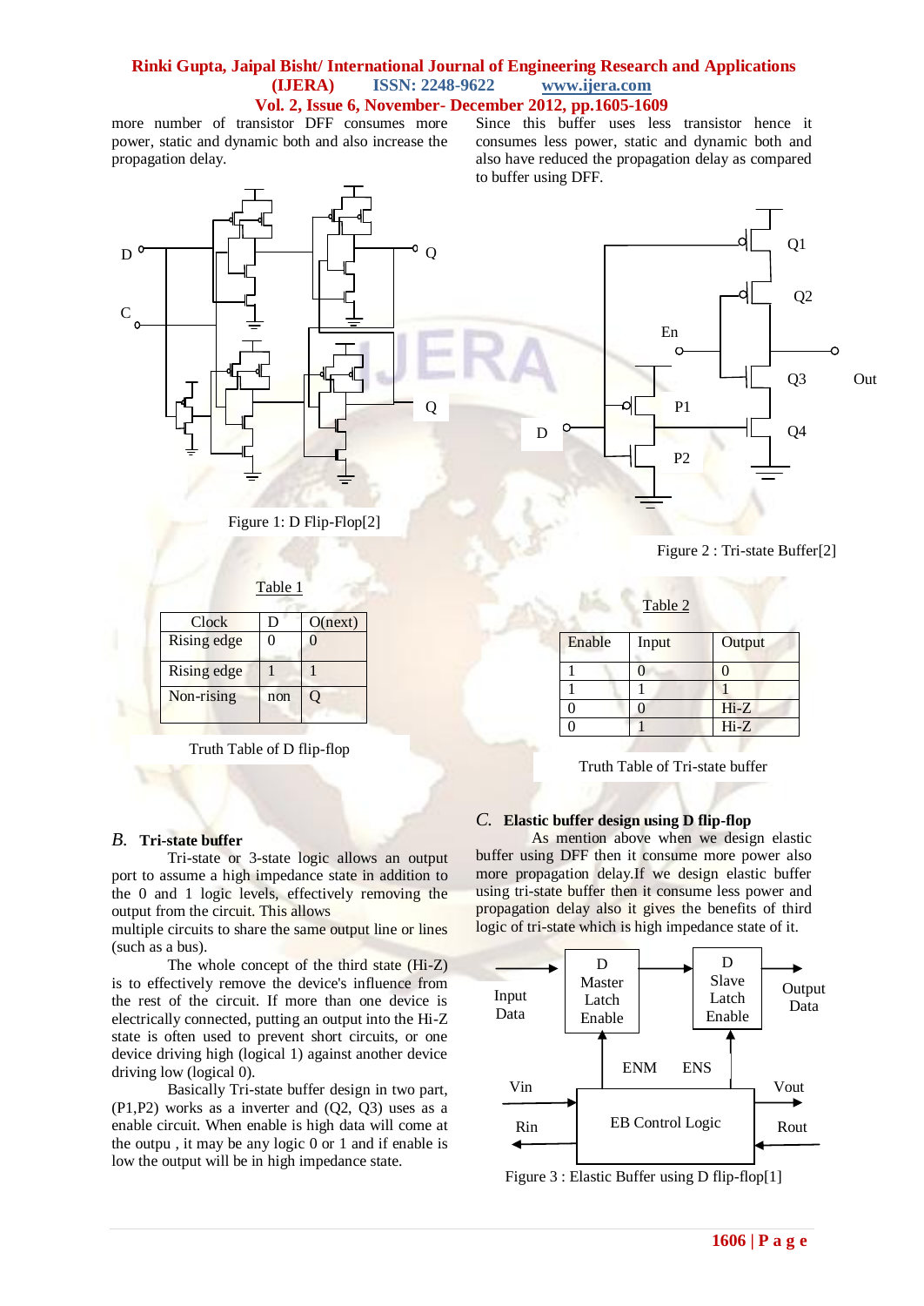more number of transistor DFF consumes more power, static and dynamic both and also increase the propagation delay.

Figure 1: D Flip-Flop[2]

Table 1

| Clock | D | Q(next) |
|---|---|---|
| Rising edge | 0 | 0 |
| Rising edge | 1 | 1 |
| Non-rising | non | Q |

Truth Table of D flip-flop

### *B.* Tri-state buffer

Tri-state or 3-state logic allows an output port to assume a high impedance state in addition to the 0 and 1 logic levels, effectively removing the output from the circuit. This allows multiple circuits to share the same output line or lines (such as a bus).

The whole concept of the third state (Hi-Z) is to effectively remove the device's influence from the rest of the circuit. If more than one device is electrically connected, putting an output into the Hi-Z state is often used to prevent short circuits, or one device driving high (logical 1) against another device driving low (logical 0).

Basically Tri-state buffer design in two part, (P1,P2) works as a inverter and (Q2, Q3) uses as a enable circuit. When enable is high data will come at the outpu , it may be any logic 0 or 1 and if enable is low the output will be in high impedance state.

Since this buffer uses less transistor hence it consumes less power, static and dynamic both and also have reduced the propagation delay as compared to buffer using DFF.

Figure 2 : Tri-state Buffer[2]

Table 2

| Enable | Input | Output |
|---|---|---|
| 1 | 0 | 0 |
| 1 | 1 | 1 |
| 0 | 0 | Hi-Z |
| 0 | 1 | Hi-Z |

Truth Table of Tri-state buffer

### *C.* Elastic buffer design using D flip-flop

As mention above when we design elastic buffer using DFF then it consume more power also more propagation delay.If we design elastic buffer using tri-state buffer then it consume less power and propagation delay also it gives the benefits of third logic of tri-state which is high impedance state of it.

Figure 3 : Elastic Buffer using D flip-flop[1]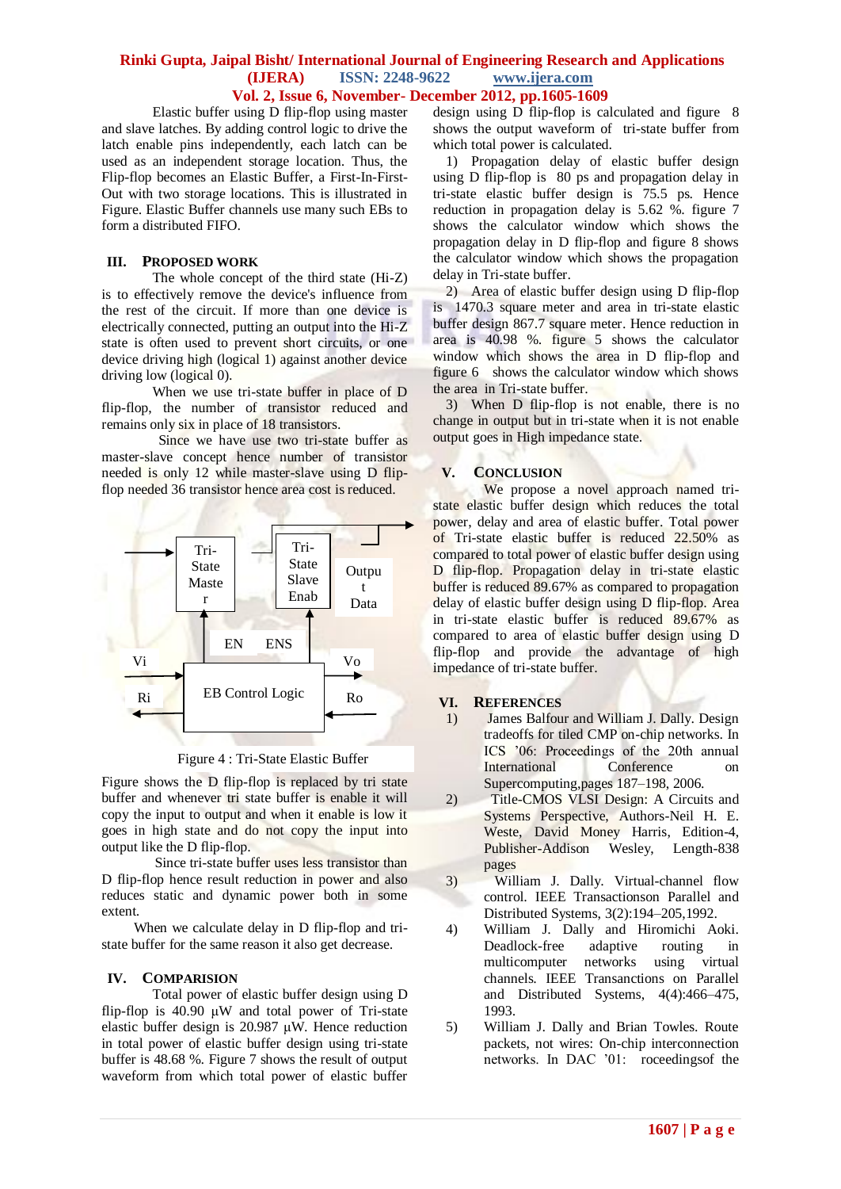Elastic buffer using D flip-flop using master and slave latches. By adding control logic to drive the latch enable pins independently, each latch can be used as an independent storage location. Thus, the Flip-flop becomes an Elastic Buffer, a First-In-First-Out with two storage locations. This is illustrated in Figure. Elastic Buffer channels use many such EBs to form a distributed FIFO.

## III. PROPOSED WORK

The whole concept of the third state (Hi-Z) is to effectively remove the device's influence from the rest of the circuit. If more than one device is electrically connected, putting an output into the Hi-Z state is often used to prevent short circuits, or one device driving high (logical 1) against another device driving low (logical 0).

When we use tri-state buffer in place of D flip-flop, the number of transistor reduced and remains only six in place of 18 transistors.

Since we have use two tri-state buffer as master-slave concept hence number of transistor needed is only 12 while master-slave using D flip-flop needed 36 transistor hence area cost is reduced.

Tri-State Master | Tri-State Slave Enab | Output Data | EN | ENS | Vi | Vo | Ri | Ro | EB Control Logic

Figure 4 : Tri-State Elastic Buffer

Figure shows the D flip-flop is replaced by tri state buffer and whenever tri state buffer is enable it will copy the input to output and when it enable is low it goes in high state and do not copy the input into output like the D flip-flop.

Since tri-state buffer uses less transistor than D flip-flop hence result reduction in power and also reduces static and dynamic power both in some extent.

When we calculate delay in D flip-flop and tri-state buffer for the same reason it also get decrease.

## IV. COMPARISION

Total power of elastic buffer design using D flip-flop is 40.90 µW and total power of Tri-state elastic buffer design is 20.987 µW. Hence reduction in total power of elastic buffer design using tri-state buffer is 48.68 %. Figure 7 shows the result of output waveform from which total power of elastic buffer design using D flip-flop is calculated and figure 8 shows the output waveform of tri-state buffer from which total power is calculated.

1) Propagation delay of elastic buffer design using D flip-flop is 80 ps and propagation delay in tri-state elastic buffer design is 75.5 ps. Hence reduction in propagation delay is 5.62 %. figure 7 shows the calculator window which shows the propagation delay in D flip-flop and figure 8 shows the calculator window which shows the propagation delay in Tri-state buffer.

2) Area of elastic buffer design using D flip-flop is 1470.3 square meter and area in tri-state elastic buffer design 867.7 square meter. Hence reduction in area is 40.98 %. figure 5 shows the calculator window which shows the area in D flip-flop and figure 6 shows the calculator window which shows the area in Tri-state buffer.

3) When D flip-flop is not enable, there is no change in output but in tri-state when it is not enable output goes in High impedance state.

## V. CONCLUSION

We propose a novel approach named tri-state elastic buffer design which reduces the total power, delay and area of elastic buffer. Total power of Tri-state elastic buffer is reduced 22.50% as compared to total power of elastic buffer design using D flip-flop. Propagation delay in tri-state elastic buffer is reduced 89.67% as compared to propagation delay of elastic buffer design using D flip-flop. Area in tri-state elastic buffer is reduced 89.67% as compared to area of elastic buffer design using D flip-flop and provide the advantage of high impedance of tri-state buffer.

## VI. REFERENCES

1) James Balfour and William J. Dally. Design tradeoffs for tiled CMP on-chip networks. In ICS '06: Proceedings of the 20th annual International Conference on Supercomputing,pages 187–198, 2006.
2) Title-CMOS VLSI Design: A Circuits and Systems Perspective, Authors-Neil H. E. Weste, David Money Harris, Edition-4, Publisher-Addison Wesley, Length-838 pages
3) William J. Dally. Virtual-channel flow control. IEEE Transactionson Parallel and Distributed Systems, 3(2):194–205,1992.
4) William J. Dally and Hiromichi Aoki. Deadlock-free adaptive routing in multicomputer networks using virtual channels. IEEE Transactions on Parallel and Distributed Systems, 4(4):466–475, 1993.
5) William J. Dally and Brian Towles. Route packets, not wires: On-chip interconnection networks. In DAC '01: roceedingsof the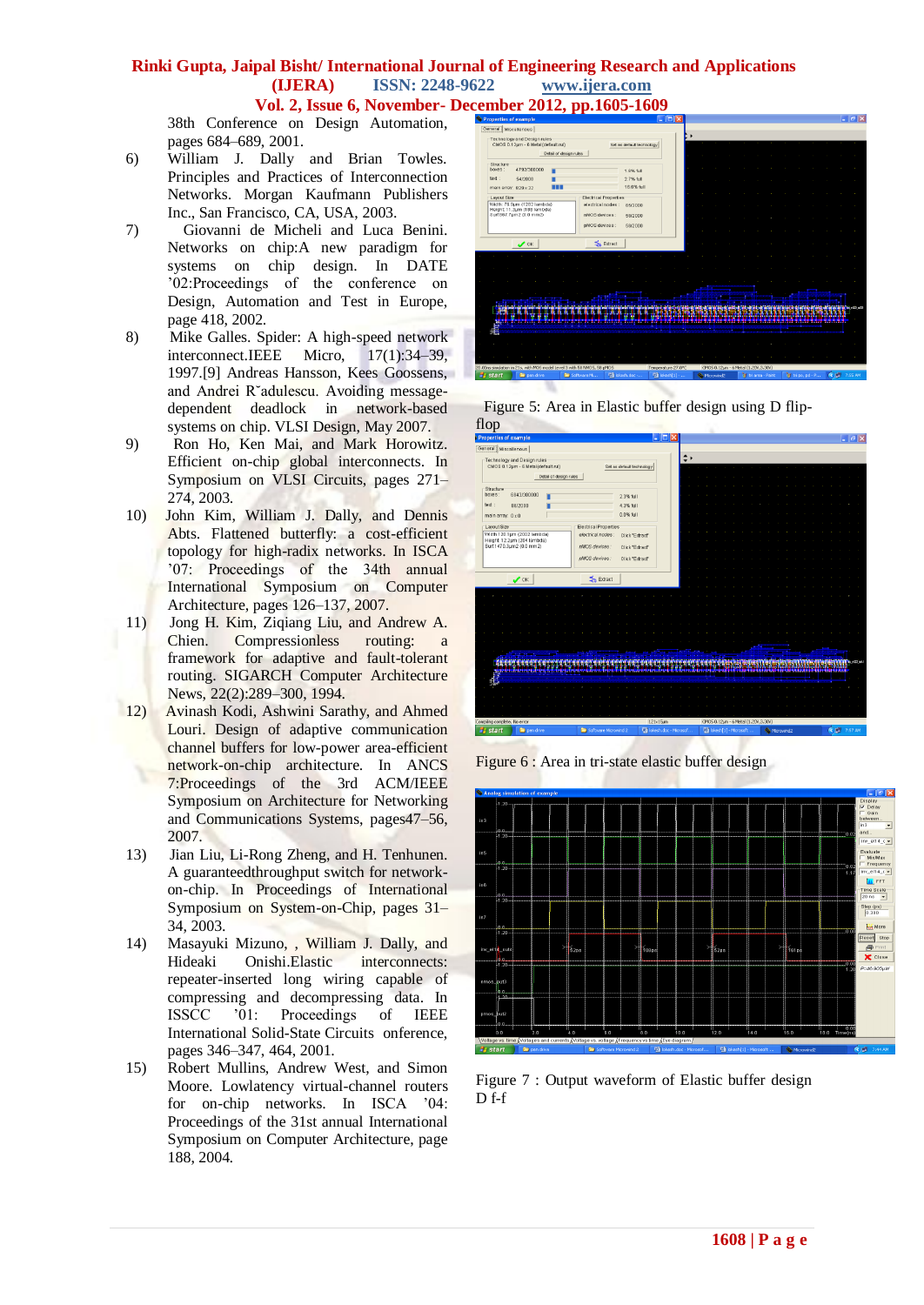38th Conference on Design Automation, pages 684–689, 2001.

6) William J. Dally and Brian Towles. Principles and Practices of Interconnection Networks. Morgan Kaufmann Publishers Inc., San Francisco, CA, USA, 2003.

7) Giovanni de Micheli and Luca Benini. Networks on chip:A new paradigm for systems on chip design. In DATE '02:Proceedings of the conference on Design, Automation and Test in Europe, page 418, 2002.

8) Mike Galles. Spider: A high-speed network interconnect.IEEE Micro, 17(1):34–39, 1997.[9] Andreas Hansson, Kees Goossens, and Andrei R˘adulescu. Avoiding message-dependent deadlock in network-based systems on chip. VLSI Design, May 2007.

9) Ron Ho, Ken Mai, and Mark Horowitz. Efficient on-chip global interconnects. In Symposium on VLSI Circuits, pages 271–274, 2003.

10) John Kim, William J. Dally, and Dennis Abts. Flattened butterfly: a cost-efficient topology for high-radix networks. In ISCA '07: Proceedings of the 34th annual International Symposium on Computer Architecture, pages 126–137, 2007.

11) Jong H. Kim, Ziqiang Liu, and Andrew A. Chien. Compressionless routing: a framework for adaptive and fault-tolerant routing. SIGARCH Computer Architecture News, 22(2):289–300, 1994.

12) Avinash Kodi, Ashwini Sarathy, and Ahmed Louri. Design of adaptive communication channel buffers for low-power area-efficient network-on-chip architecture. In ANCS 7:Proceedings of the 3rd ACM/IEEE Symposium on Architecture for Networking and Communications Systems, pages47–56, 2007.

13) Jian Liu, Li-Rong Zheng, and H. Tenhunen. A guaranteedthroughput switch for network-on-chip. In Proceedings of International Symposium on System-on-Chip, pages 31–34, 2003.

14) Masayuki Mizuno, , William J. Dally, and Hideaki Onishi.Elastic interconnects: repeater-inserted long wiring capable of compressing and decompressing data. In ISSCC '01: Proceedings of IEEE International Solid-State Circuits onference, pages 346–347, 464, 2001.

15) Robert Mullins, Andrew West, and Simon Moore. Lowlatency virtual-channel routers for on-chip networks. In ISCA '04: Proceedings of the 31st annual International Symposium on Computer Architecture, page 188, 2004.

Figure 5: Area in Elastic buffer design using D flip-flop

Figure 6 : Area in tri-state elastic buffer design

Figure 7 : Output waveform of Elastic buffer design D f-f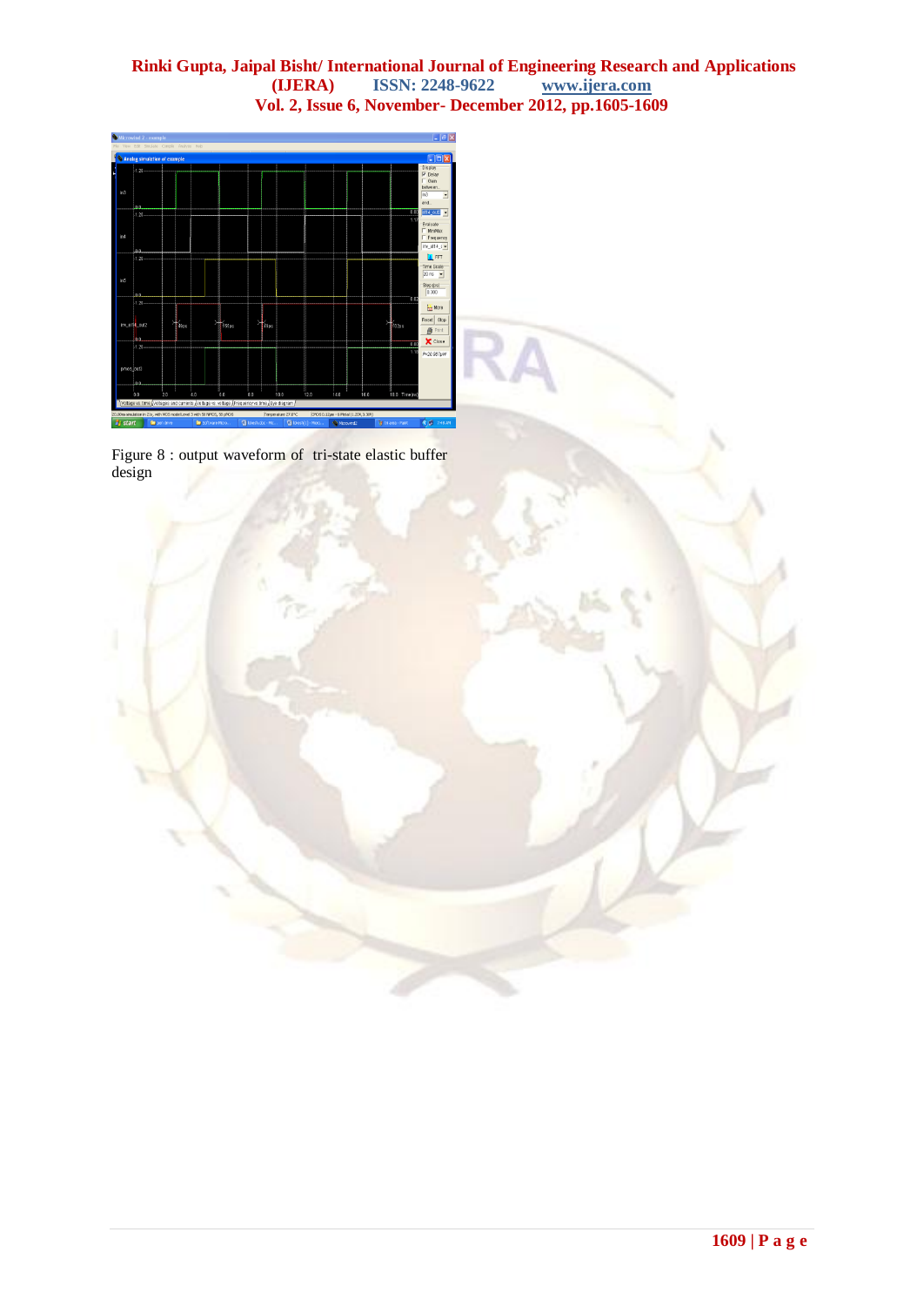Figure 8 : output waveform of tri-state elastic buffer design